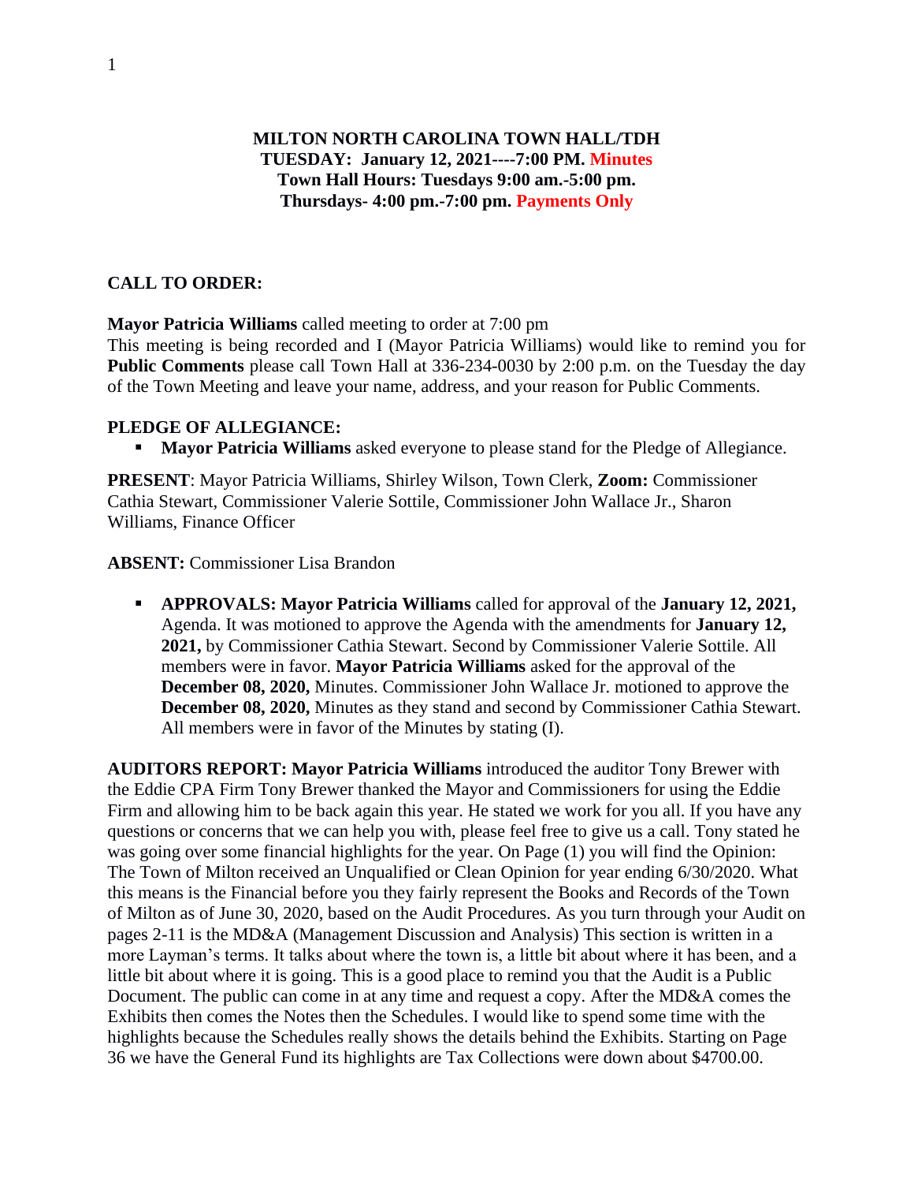**MILTON NORTH CAROLINA TOWN HALL/TDH**
**TUESDAY: January 12, 2021----7:00 PM. Minutes**
**Town Hall Hours: Tuesdays 9:00 am.-5:00 pm.**
**Thursdays- 4:00 pm.-7:00 pm. Payments Only**

**CALL TO ORDER:**

**Mayor Patricia Williams** called meeting to order at 7:00 pm
This meeting is being recorded and I (Mayor Patricia Williams) would like to remind you for **Public Comments** please call Town Hall at 336-234-0030 by 2:00 p.m. on the Tuesday the day of the Town Meeting and leave your name, address, and your reason for Public Comments.

**PLEDGE OF ALLEGIANCE:**

- **Mayor Patricia Williams** asked everyone to please stand for the Pledge of Allegiance.

**PRESENT**: Mayor Patricia Williams, Shirley Wilson, Town Clerk, **Zoom:** Commissioner Cathia Stewart, Commissioner Valerie Sottile, Commissioner John Wallace Jr., Sharon Williams, Finance Officer

**ABSENT:** Commissioner Lisa Brandon

- **APPROVALS: Mayor Patricia Williams** called for approval of the **January 12, 2021,** Agenda. It was motioned to approve the Agenda with the amendments for **January 12, 2021,** by Commissioner Cathia Stewart. Second by Commissioner Valerie Sottile. All members were in favor. **Mayor Patricia Williams** asked for the approval of the **December 08, 2020,** Minutes. Commissioner John Wallace Jr. motioned to approve the **December 08, 2020,** Minutes as they stand and second by Commissioner Cathia Stewart. All members were in favor of the Minutes by stating (I).

**AUDITORS REPORT: Mayor Patricia Williams** introduced the auditor Tony Brewer with the Eddie CPA Firm Tony Brewer thanked the Mayor and Commissioners for using the Eddie Firm and allowing him to be back again this year. He stated we work for you all. If you have any questions or concerns that we can help you with, please feel free to give us a call. Tony stated he was going over some financial highlights for the year. On Page (1) you will find the Opinion: The Town of Milton received an Unqualified or Clean Opinion for year ending 6/30/2020. What this means is the Financial before you they fairly represent the Books and Records of the Town of Milton as of June 30, 2020, based on the Audit Procedures. As you turn through your Audit on pages 2-11 is the MD&A (Management Discussion and Analysis) This section is written in a more Layman's terms. It talks about where the town is, a little bit about where it has been, and a little bit about where it is going. This is a good place to remind you that the Audit is a Public Document. The public can come in at any time and request a copy. After the MD&A comes the Exhibits then comes the Notes then the Schedules. I would like to spend some time with the highlights because the Schedules really shows the details behind the Exhibits. Starting on Page 36 we have the General Fund its highlights are Tax Collections were down about $4700.00.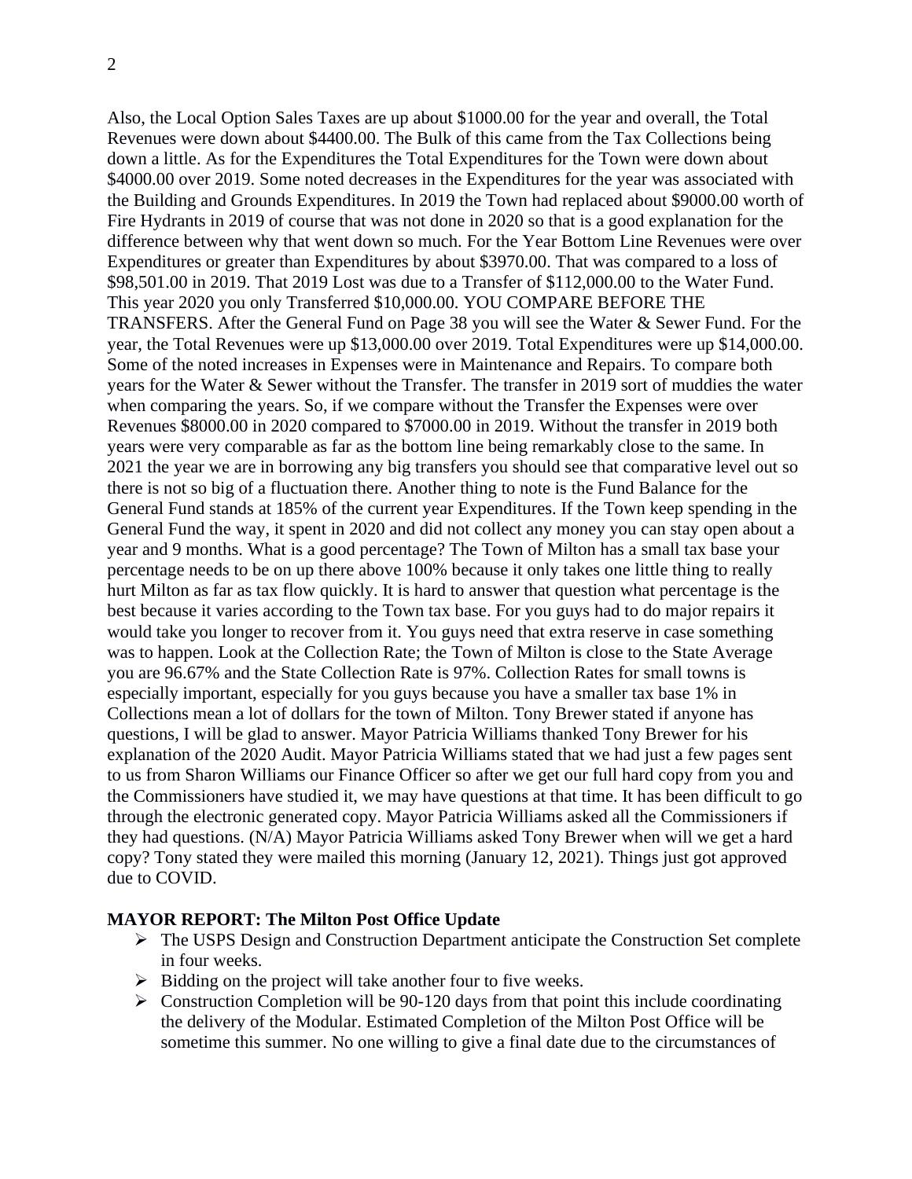Also, the Local Option Sales Taxes are up about $1000.00 for the year and overall, the Total Revenues were down about $4400.00. The Bulk of this came from the Tax Collections being down a little. As for the Expenditures the Total Expenditures for the Town were down about $4000.00 over 2019. Some noted decreases in the Expenditures for the year was associated with the Building and Grounds Expenditures. In 2019 the Town had replaced about $9000.00 worth of Fire Hydrants in 2019 of course that was not done in 2020 so that is a good explanation for the difference between why that went down so much. For the Year Bottom Line Revenues were over Expenditures or greater than Expenditures by about $3970.00. That was compared to a loss of $98,501.00 in 2019. That 2019 Lost was due to a Transfer of $112,000.00 to the Water Fund. This year 2020 you only Transferred $10,000.00. YOU COMPARE BEFORE THE TRANSFERS. After the General Fund on Page 38 you will see the Water & Sewer Fund. For the year, the Total Revenues were up $13,000.00 over 2019. Total Expenditures were up $14,000.00. Some of the noted increases in Expenses were in Maintenance and Repairs. To compare both years for the Water & Sewer without the Transfer. The transfer in 2019 sort of muddies the water when comparing the years. So, if we compare without the Transfer the Expenses were over Revenues $8000.00 in 2020 compared to $7000.00 in 2019. Without the transfer in 2019 both years were very comparable as far as the bottom line being remarkably close to the same. In 2021 the year we are in borrowing any big transfers you should see that comparative level out so there is not so big of a fluctuation there. Another thing to note is the Fund Balance for the General Fund stands at 185% of the current year Expenditures. If the Town keep spending in the General Fund the way, it spent in 2020 and did not collect any money you can stay open about a year and 9 months. What is a good percentage? The Town of Milton has a small tax base your percentage needs to be on up there above 100% because it only takes one little thing to really hurt Milton as far as tax flow quickly. It is hard to answer that question what percentage is the best because it varies according to the Town tax base. For you guys had to do major repairs it would take you longer to recover from it. You guys need that extra reserve in case something was to happen. Look at the Collection Rate; the Town of Milton is close to the State Average you are 96.67% and the State Collection Rate is 97%. Collection Rates for small towns is especially important, especially for you guys because you have a smaller tax base 1% in Collections mean a lot of dollars for the town of Milton. Tony Brewer stated if anyone has questions, I will be glad to answer. Mayor Patricia Williams thanked Tony Brewer for his explanation of the 2020 Audit. Mayor Patricia Williams stated that we had just a few pages sent to us from Sharon Williams our Finance Officer so after we get our full hard copy from you and the Commissioners have studied it, we may have questions at that time. It has been difficult to go through the electronic generated copy. Mayor Patricia Williams asked all the Commissioners if they had questions. (N/A) Mayor Patricia Williams asked Tony Brewer when will we get a hard copy? Tony stated they were mailed this morning (January 12, 2021). Things just got approved due to COVID.

**MAYOR REPORT: The Milton Post Office Update**

- The USPS Design and Construction Department anticipate the Construction Set complete in four weeks.
- Bidding on the project will take another four to five weeks.
- Construction Completion will be 90-120 days from that point this include coordinating the delivery of the Modular. Estimated Completion of the Milton Post Office will be sometime this summer. No one willing to give a final date due to the circumstances of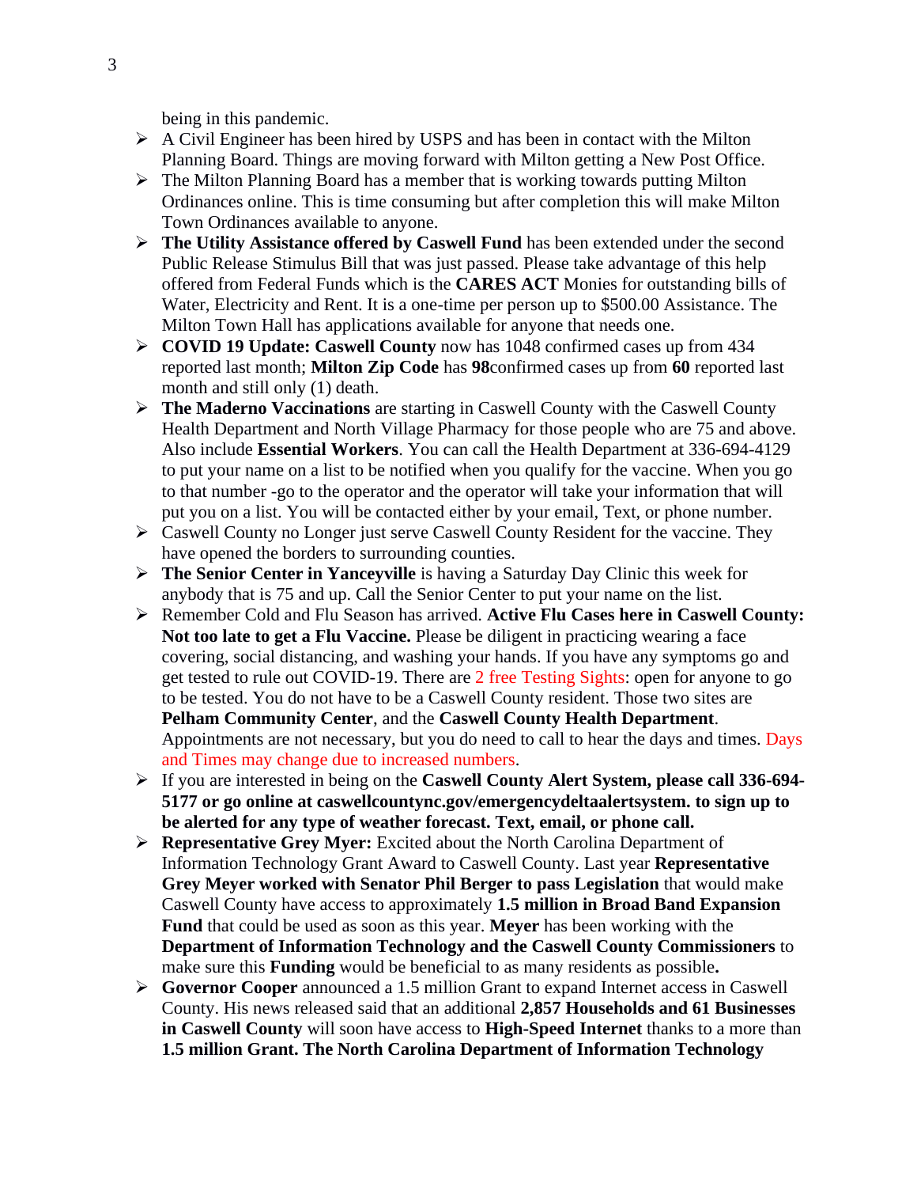being in this pandemic.

- A Civil Engineer has been hired by USPS and has been in contact with the Milton Planning Board. Things are moving forward with Milton getting a New Post Office.
- The Milton Planning Board has a member that is working towards putting Milton Ordinances online. This is time consuming but after completion this will make Milton Town Ordinances available to anyone.
- **The Utility Assistance offered by Caswell Fund** has been extended under the second Public Release Stimulus Bill that was just passed. Please take advantage of this help offered from Federal Funds which is the **CARES ACT** Monies for outstanding bills of Water, Electricity and Rent. It is a one-time per person up to $500.00 Assistance. The Milton Town Hall has applications available for anyone that needs one.
- **COVID 19 Update: Caswell County** now has 1048 confirmed cases up from 434 reported last month; **Milton Zip Code** has **98**confirmed cases up from **60** reported last month and still only (1) death.
- **The Maderno Vaccinations** are starting in Caswell County with the Caswell County Health Department and North Village Pharmacy for those people who are 75 and above. Also include **Essential Workers**. You can call the Health Department at 336-694-4129 to put your name on a list to be notified when you qualify for the vaccine. When you go to that number -go to the operator and the operator will take your information that will put you on a list. You will be contacted either by your email, Text, or phone number.
- Caswell County no Longer just serve Caswell County Resident for the vaccine. They have opened the borders to surrounding counties.
- **The Senior Center in Yanceyville** is having a Saturday Day Clinic this week for anybody that is 75 and up. Call the Senior Center to put your name on the list.
- Remember Cold and Flu Season has arrived. **Active Flu Cases here in Caswell County: Not too late to get a Flu Vaccine.** Please be diligent in practicing wearing a face covering, social distancing, and washing your hands. If you have any symptoms go and get tested to rule out COVID-19. There are 2 free Testing Sights: open for anyone to go to be tested. You do not have to be a Caswell County resident. Those two sites are **Pelham Community Center**, and the **Caswell County Health Department**. Appointments are not necessary, but you do need to call to hear the days and times. Days and Times may change due to increased numbers.
- If you are interested in being on the **Caswell County Alert System, please call 336-694-5177 or go online at caswellcountync.gov/emergencydeltaalertsystem. to sign up to be alerted for any type of weather forecast. Text, email, or phone call.**
- **Representative Grey Myer:** Excited about the North Carolina Department of Information Technology Grant Award to Caswell County. Last year **Representative Grey Meyer worked with Senator Phil Berger to pass Legislation** that would make Caswell County have access to approximately **1.5 million in Broad Band Expansion Fund** that could be used as soon as this year. **Meyer** has been working with the **Department of Information Technology and the Caswell County Commissioners** to make sure this **Funding** would be beneficial to as many residents as possible**.**
- **Governor Cooper** announced a 1.5 million Grant to expand Internet access in Caswell County. His news released said that an additional **2,857 Households and 61 Businesses in Caswell County** will soon have access to **High-Speed Internet** thanks to a more than **1.5 million Grant. The North Carolina Department of Information Technology**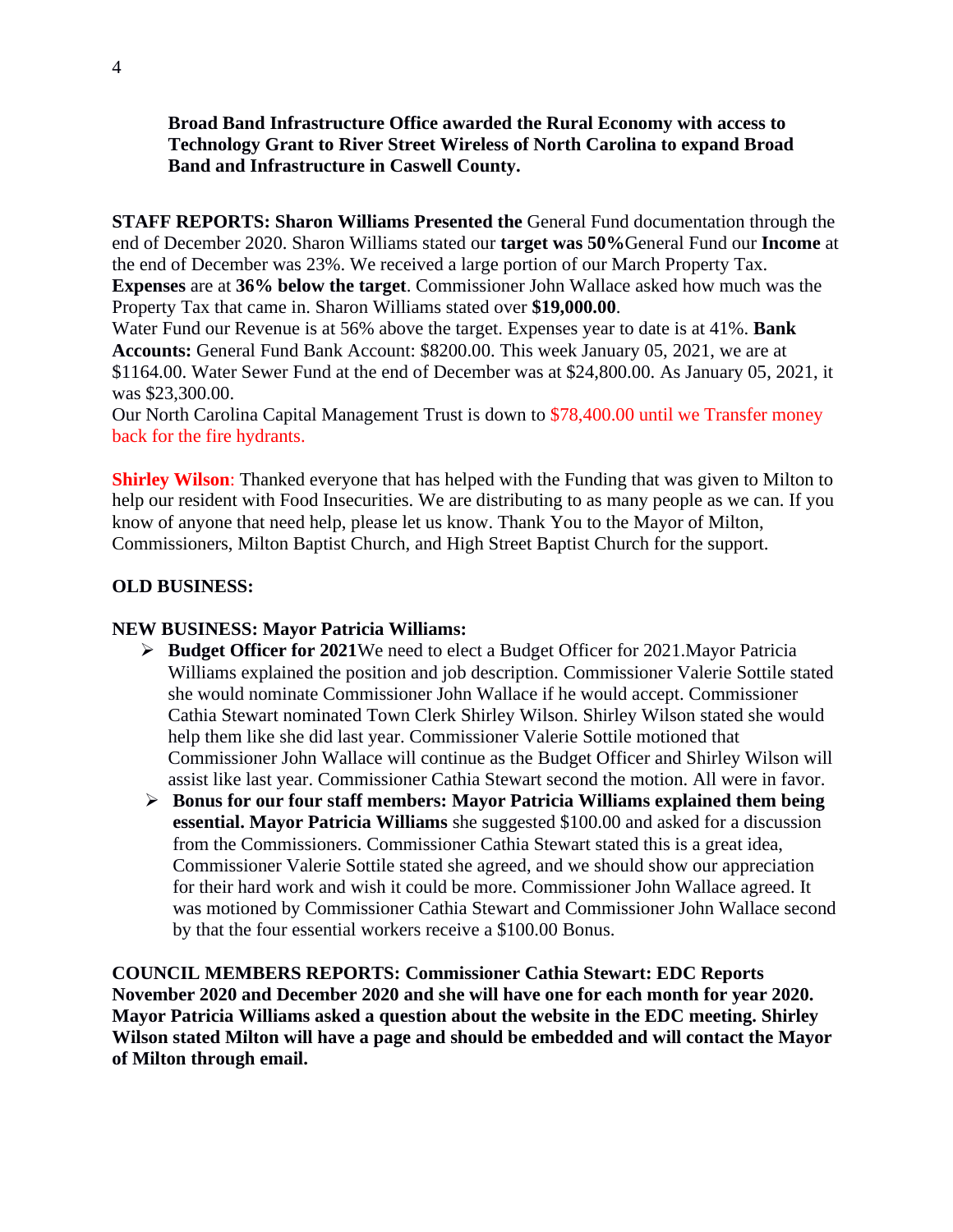**Broad Band Infrastructure Office awarded the Rural Economy with access to Technology Grant to River Street Wireless of North Carolina to expand Broad Band and Infrastructure in Caswell County.**

**STAFF REPORTS: Sharon Williams Presented the** General Fund documentation through the end of December 2020. Sharon Williams stated our **target was 50%**General Fund our **Income** at the end of December was 23%. We received a large portion of our March Property Tax. **Expenses** are at **36% below the target**. Commissioner John Wallace asked how much was the Property Tax that came in. Sharon Williams stated over **$19,000.00**.
Water Fund our Revenue is at 56% above the target. Expenses year to date is at 41%. **Bank Accounts:** General Fund Bank Account: $8200.00. This week January 05, 2021, we are at $1164.00. Water Sewer Fund at the end of December was at $24,800.00. As January 05, 2021, it was $23,300.00.
Our North Carolina Capital Management Trust is down to $78,400.00 until we Transfer money back for the fire hydrants.

**Shirley Wilson**: Thanked everyone that has helped with the Funding that was given to Milton to help our resident with Food Insecurities. We are distributing to as many people as we can. If you know of anyone that need help, please let us know. Thank You to the Mayor of Milton, Commissioners, Milton Baptist Church, and High Street Baptist Church for the support.

**OLD BUSINESS:**

**NEW BUSINESS: Mayor Patricia Williams:**

- **Budget Officer for 2021**We need to elect a Budget Officer for 2021.Mayor Patricia Williams explained the position and job description. Commissioner Valerie Sottile stated she would nominate Commissioner John Wallace if he would accept. Commissioner Cathia Stewart nominated Town Clerk Shirley Wilson. Shirley Wilson stated she would help them like she did last year. Commissioner Valerie Sottile motioned that Commissioner John Wallace will continue as the Budget Officer and Shirley Wilson will assist like last year. Commissioner Cathia Stewart second the motion. All were in favor.
- **Bonus for our four staff members: Mayor Patricia Williams explained them being essential. Mayor Patricia Williams** she suggested $100.00 and asked for a discussion from the Commissioners. Commissioner Cathia Stewart stated this is a great idea, Commissioner Valerie Sottile stated she agreed, and we should show our appreciation for their hard work and wish it could be more. Commissioner John Wallace agreed. It was motioned by Commissioner Cathia Stewart and Commissioner John Wallace second by that the four essential workers receive a $100.00 Bonus.

**COUNCIL MEMBERS REPORTS: Commissioner Cathia Stewart: EDC Reports November 2020 and December 2020 and she will have one for each month for year 2020. Mayor Patricia Williams asked a question about the website in the EDC meeting. Shirley Wilson stated Milton will have a page and should be embedded and will contact the Mayor of Milton through email.**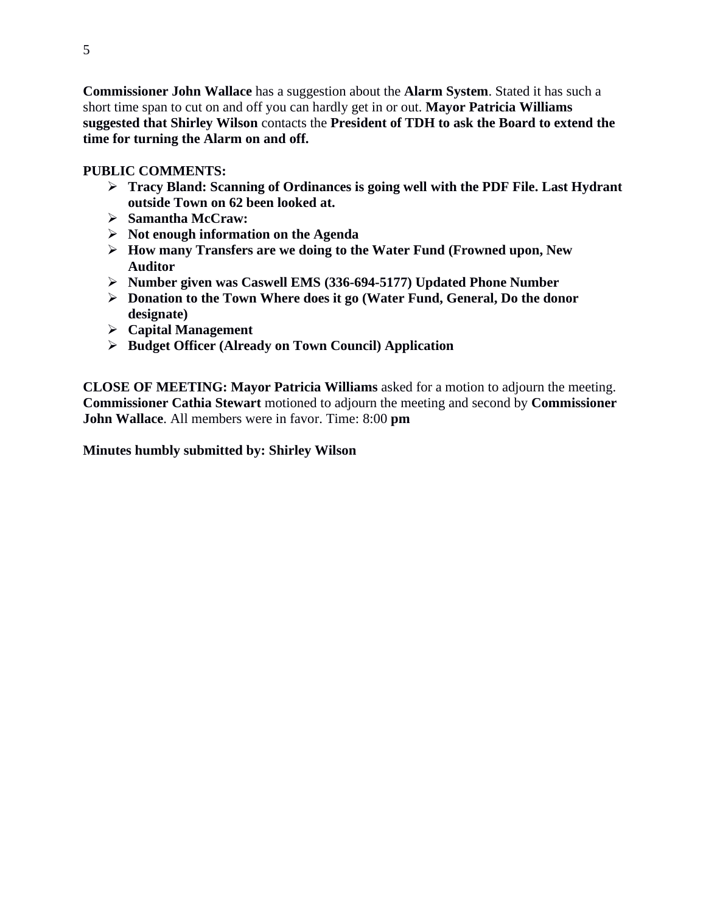**Commissioner John Wallace** has a suggestion about the **Alarm System**. Stated it has such a short time span to cut on and off you can hardly get in or out. **Mayor Patricia Williams suggested that Shirley Wilson** contacts the **President of TDH to ask the Board to extend the time for turning the Alarm on and off.**

**PUBLIC COMMENTS:**

- **Tracy Bland: Scanning of Ordinances is going well with the PDF File. Last Hydrant outside Town on 62 been looked at.**
- **Samantha McCraw:**
- **Not enough information on the Agenda**
- **How many Transfers are we doing to the Water Fund (Frowned upon, New Auditor**
- **Number given was Caswell EMS (336-694-5177) Updated Phone Number**
- **Donation to the Town Where does it go (Water Fund, General, Do the donor designate)**
- **Capital Management**
- **Budget Officer (Already on Town Council) Application**

**CLOSE OF MEETING: Mayor Patricia Williams** asked for a motion to adjourn the meeting. **Commissioner Cathia Stewart** motioned to adjourn the meeting and second by **Commissioner John Wallace**. All members were in favor. Time: 8:00 **pm**

**Minutes humbly submitted by: Shirley Wilson**